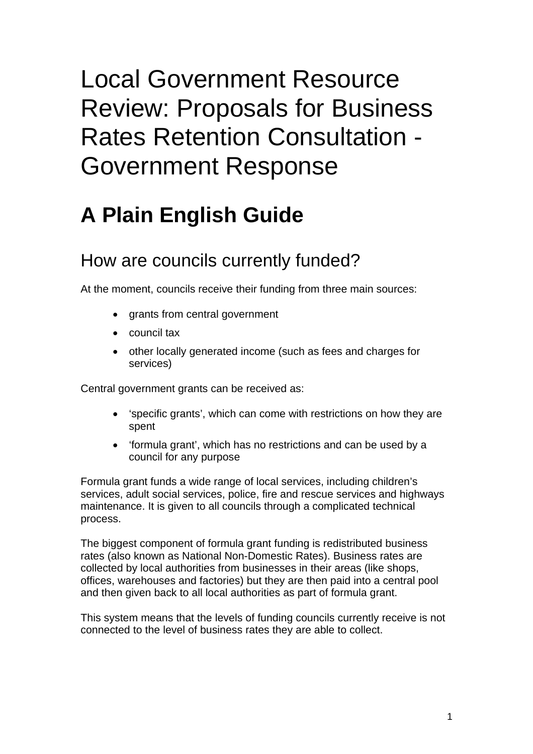# Local Government Resource Review: Proposals for Business Rates Retention Consultation - Government Response

## A Plain English Guide

### How are councils currently funded?

At the moment, councils receive their funding from three main sources:

- grants from central government
- council tax
- other locally generated income (such as fees and charges for services)

Central government grants can be received as:

- ‘specific grants’, which can come with restrictions on how they are spent
- ‘formula grant’, which has no restrictions and can be used by a council for any purpose

Formula grant funds a wide range of local services, including children’s services, adult social services, police, fire and rescue services and highways maintenance. It is given to all councils through a complicated technical process.

The biggest component of formula grant funding is redistributed business rates (also known as National Non-Domestic Rates). Business rates are collected by local authorities from businesses in their areas (like shops, offices, warehouses and factories) but they are then paid into a central pool and then given back to all local authorities as part of formula grant.

This system means that the levels of funding councils currently receive is not connected to the level of business rates they are able to collect.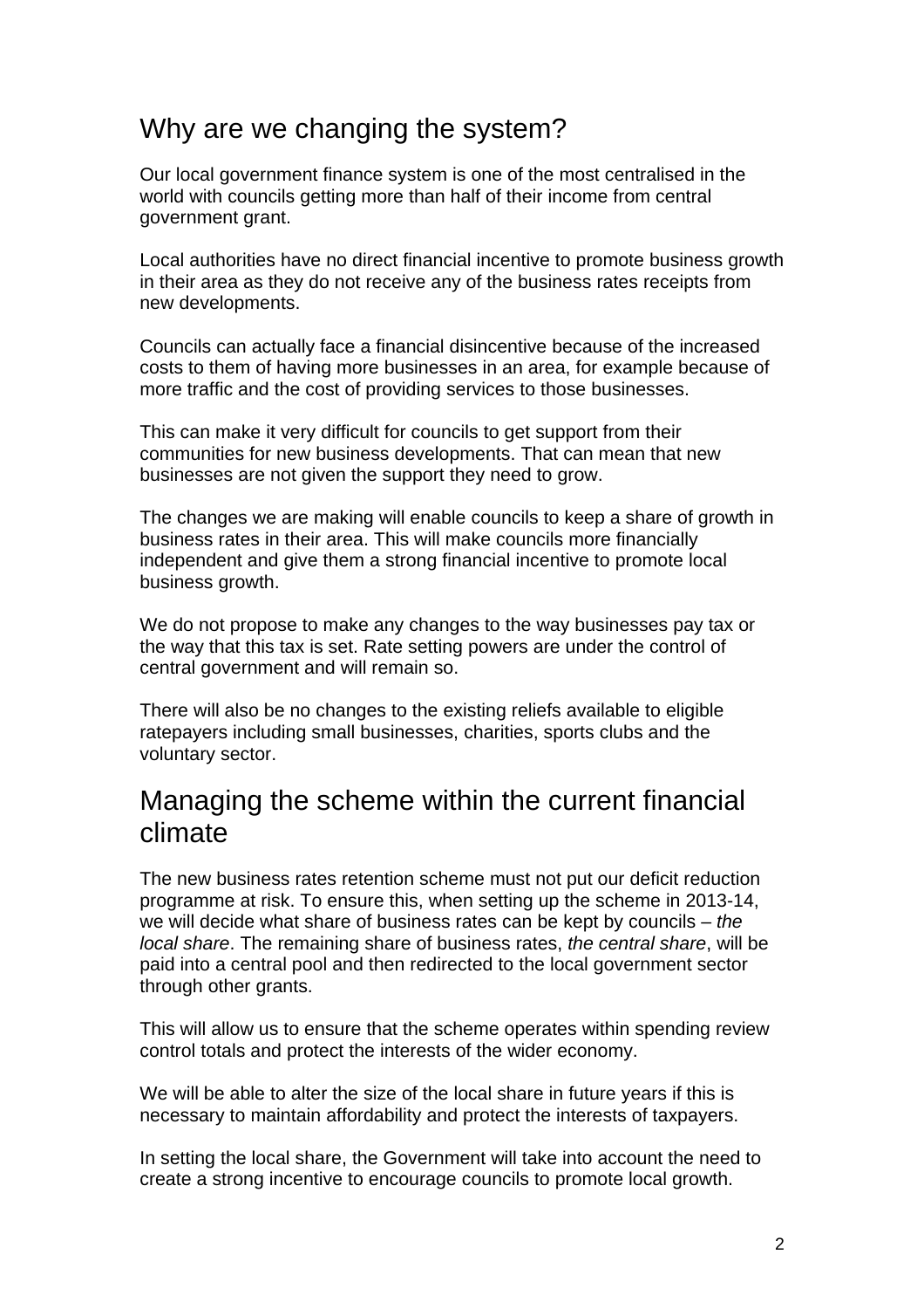## Why are we changing the system?

Our local government finance system is one of the most centralised in the world with councils getting more than half of their income from central government grant.

Local authorities have no direct financial incentive to promote business growth in their area as they do not receive any of the business rates receipts from new developments.

Councils can actually face a financial disincentive because of the increased costs to them of having more businesses in an area, for example because of more traffic and the cost of providing services to those businesses.

This can make it very difficult for councils to get support from their communities for new business developments. That can mean that new businesses are not given the support they need to grow.

The changes we are making will enable councils to keep a share of growth in business rates in their area. This will make councils more financially independent and give them a strong financial incentive to promote local business growth.

We do not propose to make any changes to the way businesses pay tax or the way that this tax is set. Rate setting powers are under the control of central government and will remain so.

There will also be no changes to the existing reliefs available to eligible ratepayers including small businesses, charities, sports clubs and the voluntary sector.

## Managing the scheme within the current financial climate

The new business rates retention scheme must not put our deficit reduction programme at risk. To ensure this, when setting up the scheme in 2013-14, we will decide what share of business rates can be kept by councils – *the local share*. The remaining share of business rates, *the central share*, will be paid into a central pool and then redirected to the local government sector through other grants.

This will allow us to ensure that the scheme operates within spending review control totals and protect the interests of the wider economy.

We will be able to alter the size of the local share in future years if this is necessary to maintain affordability and protect the interests of taxpayers.

In setting the local share, the Government will take into account the need to create a strong incentive to encourage councils to promote local growth.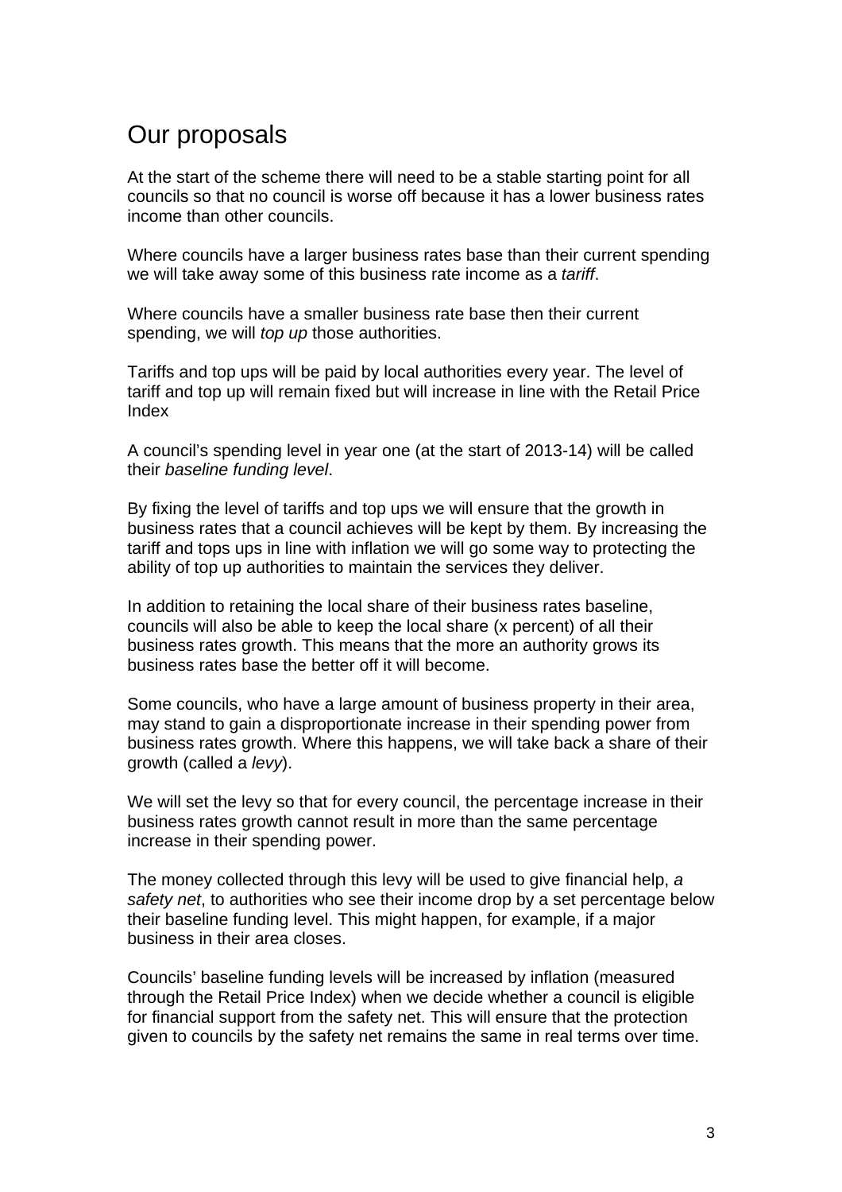# Our proposals

At the start of the scheme there will need to be a stable starting point for all councils so that no council is worse off because it has a lower business rates income than other councils.

Where councils have a larger business rates base than their current spending we will take away some of this business rate income as a *tariff*.

Where councils have a smaller business rate base then their current spending, we will *top up* those authorities.

Tariffs and top ups will be paid by local authorities every year. The level of tariff and top up will remain fixed but will increase in line with the Retail Price Index

A council's spending level in year one (at the start of 2013-14) will be called their *baseline funding level*.

By fixing the level of tariffs and top ups we will ensure that the growth in business rates that a council achieves will be kept by them. By increasing the tariff and tops ups in line with inflation we will go some way to protecting the ability of top up authorities to maintain the services they deliver.

In addition to retaining the local share of their business rates baseline, councils will also be able to keep the local share (x percent) of all their business rates growth. This means that the more an authority grows its business rates base the better off it will become.

Some councils, who have a large amount of business property in their area, may stand to gain a disproportionate increase in their spending power from business rates growth. Where this happens, we will take back a share of their growth (called a *levy*).

We will set the levy so that for every council, the percentage increase in their business rates growth cannot result in more than the same percentage increase in their spending power.

The money collected through this levy will be used to give financial help, *a safety net*, to authorities who see their income drop by a set percentage below their baseline funding level. This might happen, for example, if a major business in their area closes.

Councils' baseline funding levels will be increased by inflation (measured through the Retail Price Index) when we decide whether a council is eligible for financial support from the safety net. This will ensure that the protection given to councils by the safety net remains the same in real terms over time.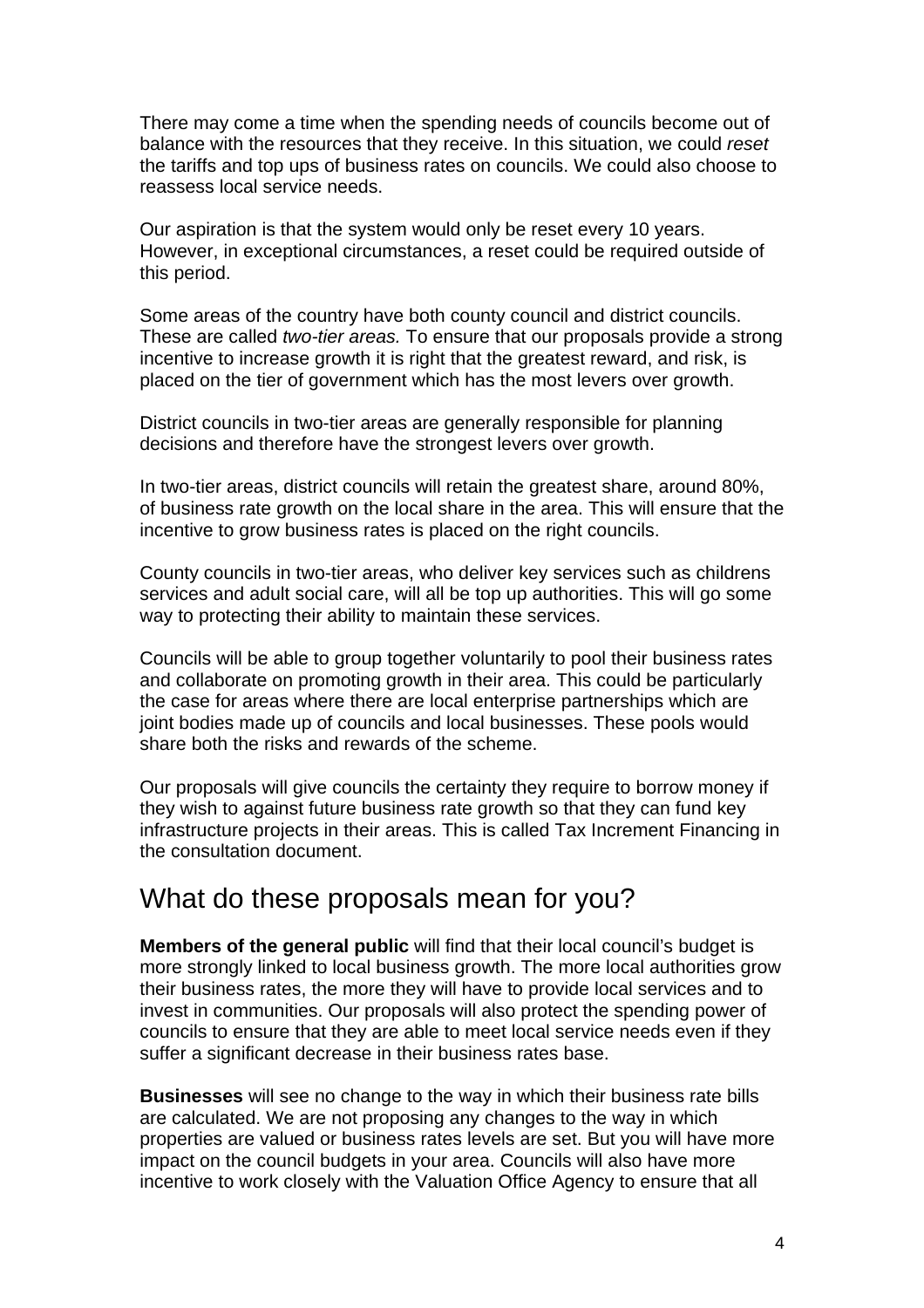There may come a time when the spending needs of councils become out of balance with the resources that they receive. In this situation, we could *reset* the tariffs and top ups of business rates on councils. We could also choose to reassess local service needs.

Our aspiration is that the system would only be reset every 10 years. However, in exceptional circumstances, a reset could be required outside of this period.

Some areas of the country have both county council and district councils. These are called *two-tier areas.* To ensure that our proposals provide a strong incentive to increase growth it is right that the greatest reward, and risk, is placed on the tier of government which has the most levers over growth.

District councils in two-tier areas are generally responsible for planning decisions and therefore have the strongest levers over growth.

In two-tier areas, district councils will retain the greatest share, around 80%, of business rate growth on the local share in the area. This will ensure that the incentive to grow business rates is placed on the right councils.

County councils in two-tier areas, who deliver key services such as childrens services and adult social care, will all be top up authorities. This will go some way to protecting their ability to maintain these services.

Councils will be able to group together voluntarily to pool their business rates and collaborate on promoting growth in their area. This could be particularly the case for areas where there are local enterprise partnerships which are joint bodies made up of councils and local businesses. These pools would share both the risks and rewards of the scheme.

Our proposals will give councils the certainty they require to borrow money if they wish to against future business rate growth so that they can fund key infrastructure projects in their areas. This is called Tax Increment Financing in the consultation document.

## What do these proposals mean for you?

**Members of the general public** will find that their local council's budget is more strongly linked to local business growth. The more local authorities grow their business rates, the more they will have to provide local services and to invest in communities. Our proposals will also protect the spending power of councils to ensure that they are able to meet local service needs even if they suffer a significant decrease in their business rates base.

**Businesses** will see no change to the way in which their business rate bills are calculated. We are not proposing any changes to the way in which properties are valued or business rates levels are set. But you will have more impact on the council budgets in your area. Councils will also have more incentive to work closely with the Valuation Office Agency to ensure that all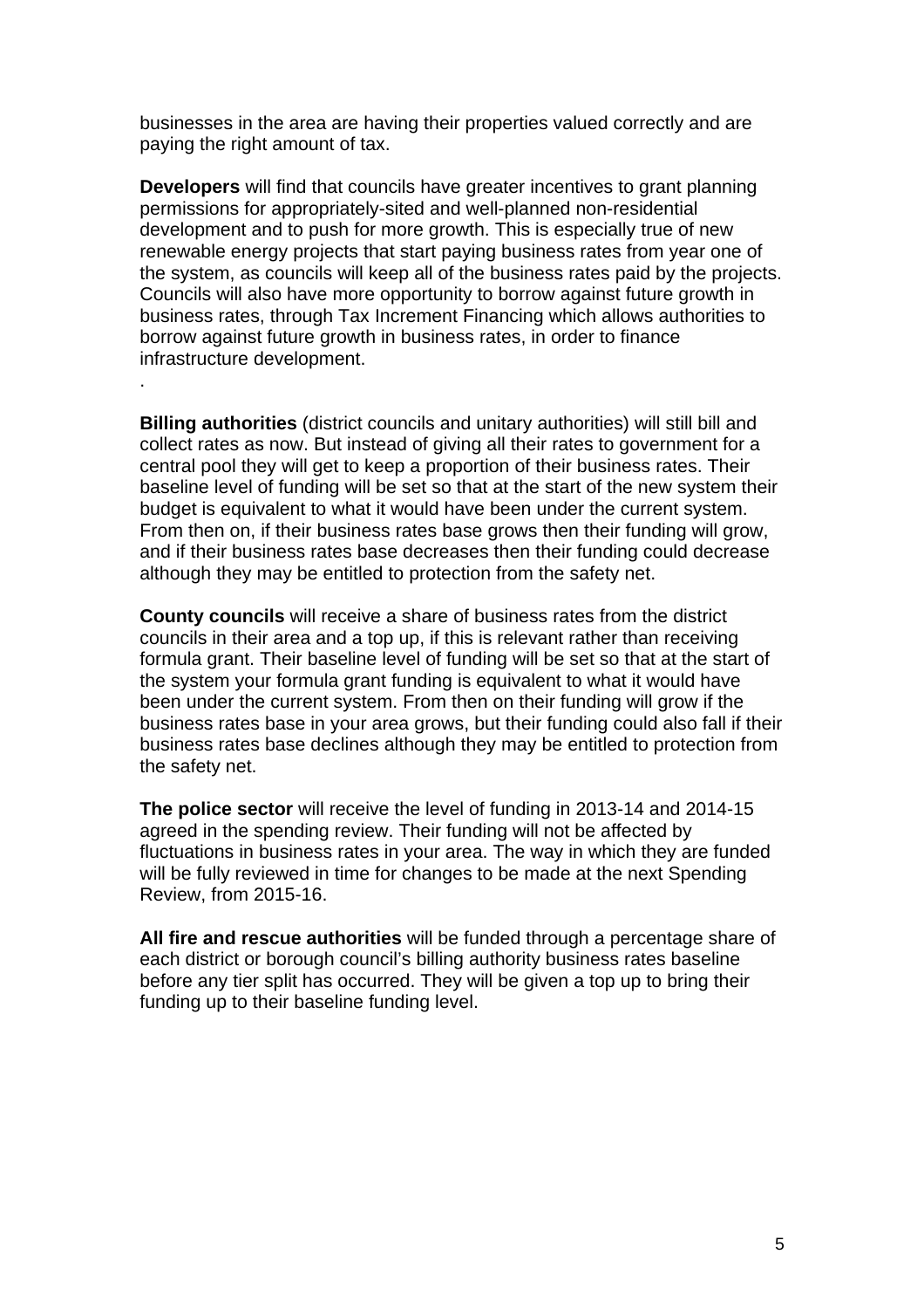businesses in the area are having their properties valued correctly and are paying the right amount of tax.

**Developers** will find that councils have greater incentives to grant planning permissions for appropriately-sited and well-planned non-residential development and to push for more growth. This is especially true of new renewable energy projects that start paying business rates from year one of the system, as councils will keep all of the business rates paid by the projects. Councils will also have more opportunity to borrow against future growth in business rates, through Tax Increment Financing which allows authorities to borrow against future growth in business rates, in order to finance infrastructure development.

.

**Billing authorities** (district councils and unitary authorities) will still bill and collect rates as now. But instead of giving all their rates to government for a central pool they will get to keep a proportion of their business rates. Their baseline level of funding will be set so that at the start of the new system their budget is equivalent to what it would have been under the current system. From then on, if their business rates base grows then their funding will grow, and if their business rates base decreases then their funding could decrease although they may be entitled to protection from the safety net.

**County councils** will receive a share of business rates from the district councils in their area and a top up, if this is relevant rather than receiving formula grant. Their baseline level of funding will be set so that at the start of the system your formula grant funding is equivalent to what it would have been under the current system. From then on their funding will grow if the business rates base in your area grows, but their funding could also fall if their business rates base declines although they may be entitled to protection from the safety net.

**The police sector** will receive the level of funding in 2013-14 and 2014-15 agreed in the spending review. Their funding will not be affected by fluctuations in business rates in your area. The way in which they are funded will be fully reviewed in time for changes to be made at the next Spending Review, from 2015-16.

**All fire and rescue authorities** will be funded through a percentage share of each district or borough council's billing authority business rates baseline before any tier split has occurred. They will be given a top up to bring their funding up to their baseline funding level.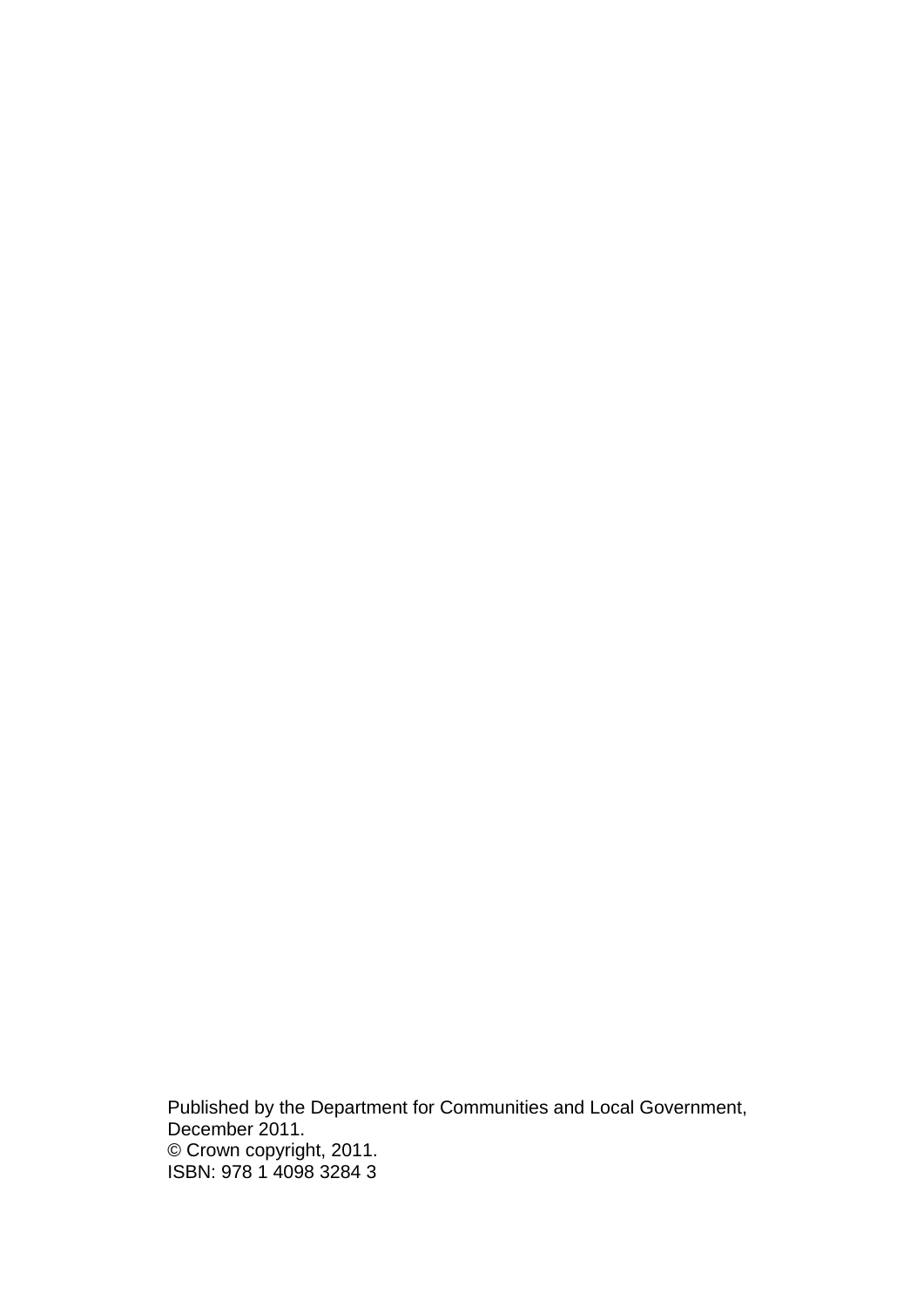Published by the Department for Communities and Local Government, December 2011.
© Crown copyright, 2011.
ISBN: 978 1 4098 3284 3